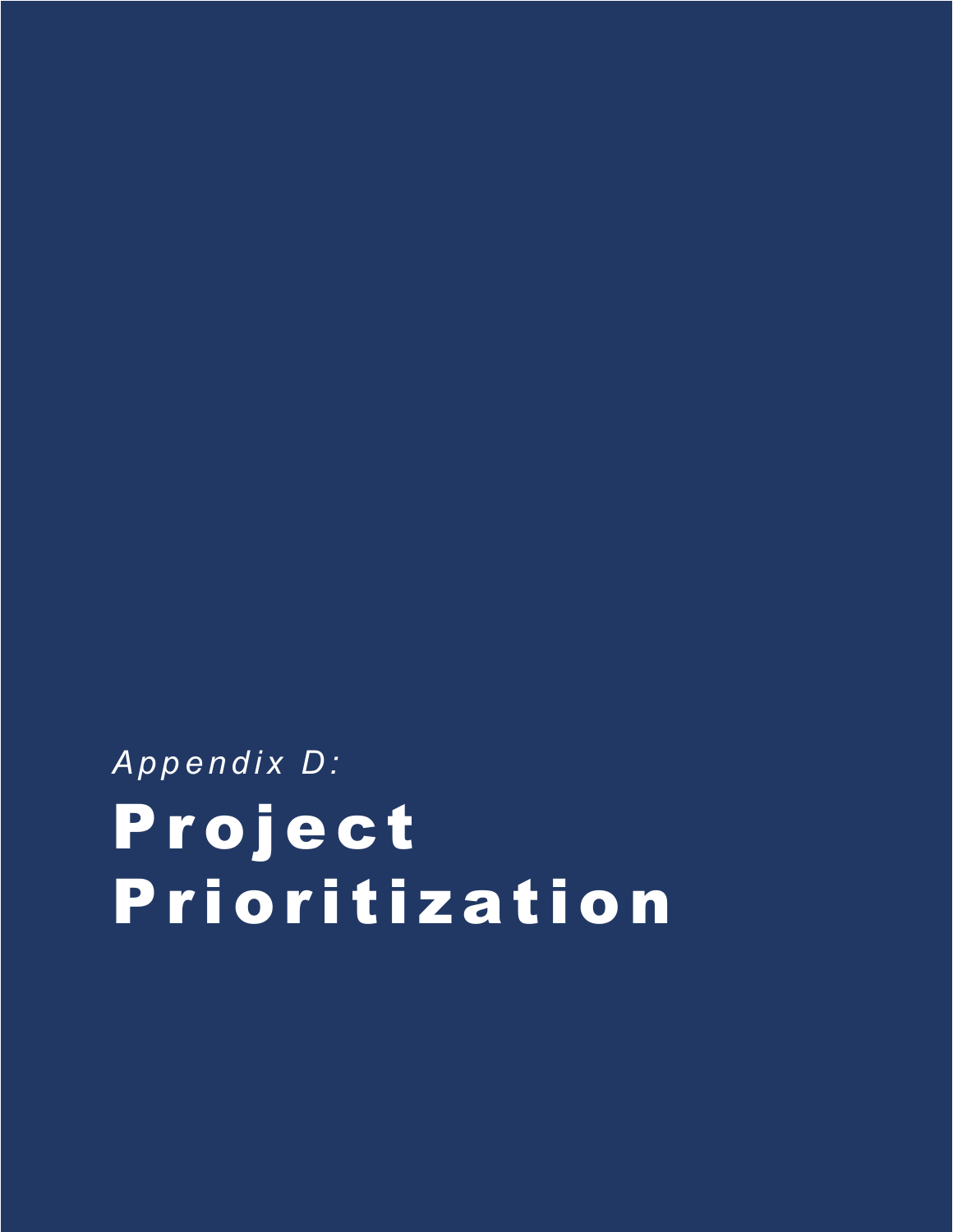*Appendix D:*

# Project Prioritization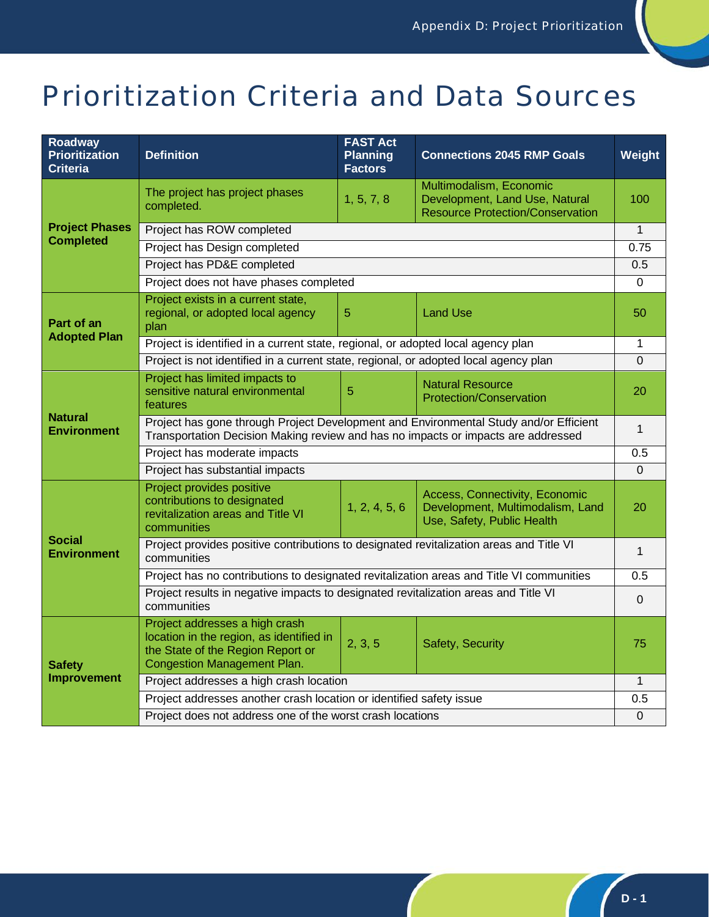# Prioritization Criteria and Data Sources

| Roadway Prioritization Criteria | Definition | FAST Act Planning Factors | Connections 2045 RMP Goals | Weight |
|---|---|---|---|---|
| **Project Phases Completed** | The project has project phases completed. | 1, 5, 7, 8 | Multimodalism, Economic Development, Land Use, Natural Resource Protection/Conservation | 100 |
| | Project has ROW completed | | | 1 |
| | Project has Design completed | | | 0.75 |
| | Project has PD&E completed | | | 0.5 |
| | Project does not have phases completed | | | 0 |
| **Part of an Adopted Plan** | Project exists in a current state, regional, or adopted local agency plan | 5 | Land Use | 50 |
| | Project is identified in a current state, regional, or adopted local agency plan | | | 1 |
| | Project is not identified in a current state, regional, or adopted local agency plan | | | 0 |
| **Natural Environment** | Project has limited impacts to sensitive natural environmental features | 5 | Natural Resource Protection/Conservation | 20 |
| | Project has gone through Project Development and Environmental Study and/or Efficient Transportation Decision Making review and has no impacts or impacts are addressed | | | 1 |
| | Project has moderate impacts | | | 0.5 |
| | Project has substantial impacts | | | 0 |
| **Social Environment** | Project provides positive contributions to designated revitalization areas and Title VI communities | 1, 2, 4, 5, 6 | Access, Connectivity, Economic Development, Multimodalism, Land Use, Safety, Public Health | 20 |
| | Project provides positive contributions to designated revitalization areas and Title VI communities | | | 1 |
| | Project has no contributions to designated revitalization areas and Title VI communities | | | 0.5 |
| | Project results in negative impacts to designated revitalization areas and Title VI communities | | | 0 |
| **Safety Improvement** | Project addresses a high crash location in the region, as identified in the State of the Region Report or Congestion Management Plan. | 2, 3, 5 | Safety, Security | 75 |
| | Project addresses a high crash location | | | 1 |
| | Project addresses another crash location or identified safety issue | | | 0.5 |
| | Project does not address one of the worst crash locations | | | 0 |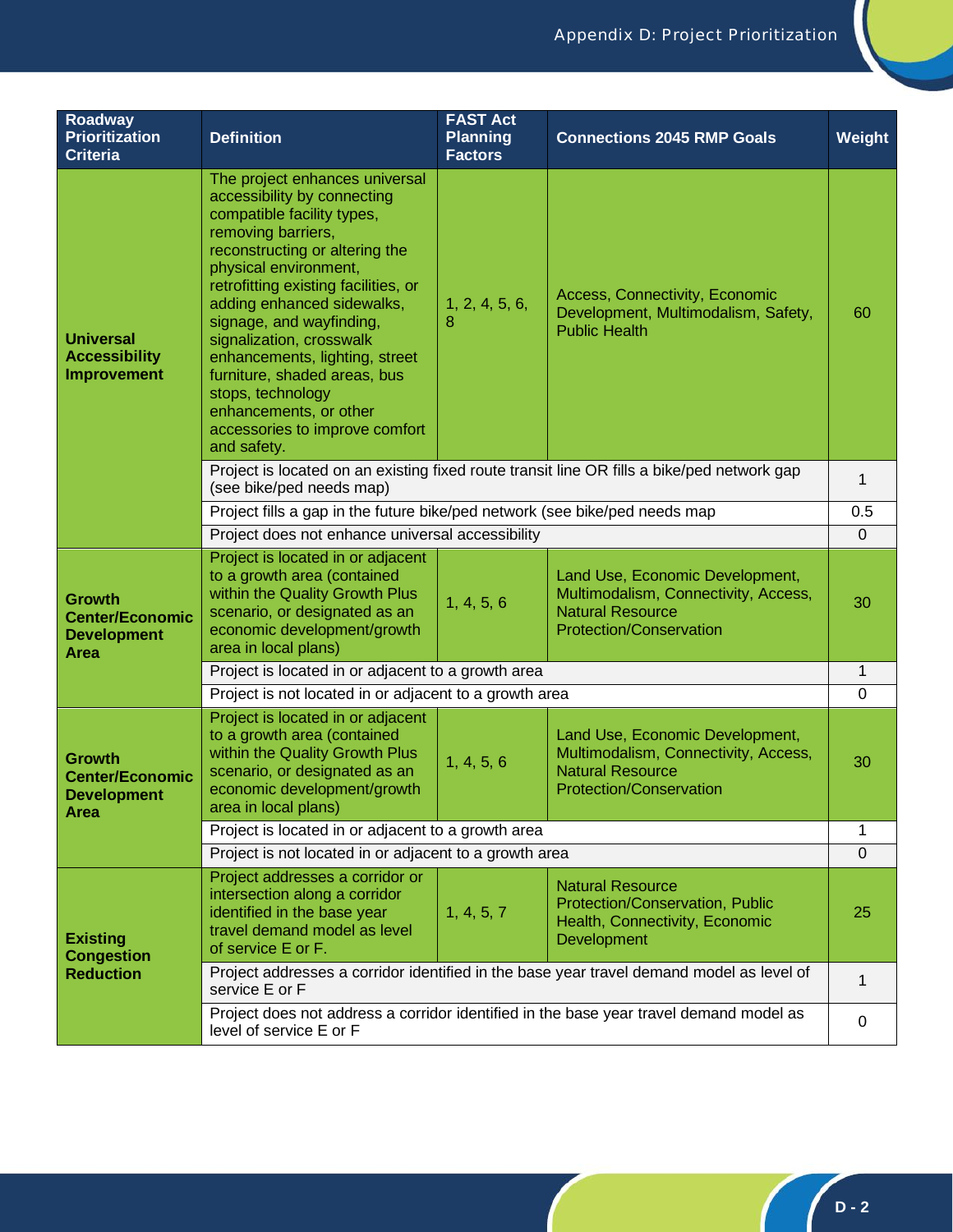| Roadway Prioritization Criteria | Definition | FAST Act Planning Factors | Connections 2045 RMP Goals | Weight |
|---|---|---|---|---|
| **Universal Accessibility Improvement** | The project enhances universal accessibility by connecting compatible facility types, removing barriers, reconstructing or altering the physical environment, retrofitting existing facilities, or adding enhanced sidewalks, signage, and wayfinding, signalization, crosswalk enhancements, lighting, street furniture, shaded areas, bus stops, technology enhancements, or other accessories to improve comfort and safety. | 1, 2, 4, 5, 6, 8 | Access, Connectivity, Economic Development, Multimodalism, Safety, Public Health | 60 |
| | Project is located on an existing fixed route transit line OR fills a bike/ped network gap (see bike/ped needs map) | | | 1 |
| | Project fills a gap in the future bike/ped network (see bike/ped needs map | | | 0.5 |
| | Project does not enhance universal accessibility | | | 0 |
| **Growth Center/Economic Development Area** | Project is located in or adjacent to a growth area (contained within the Quality Growth Plus scenario, or designated as an economic development/growth area in local plans) | 1, 4, 5, 6 | Land Use, Economic Development, Multimodalism, Connectivity, Access, Natural Resource Protection/Conservation | 30 |
| | Project is located in or adjacent to a growth area | | | 1 |
| | Project is not located in or adjacent to a growth area | | | 0 |
| **Growth Center/Economic Development Area** | Project is located in or adjacent to a growth area (contained within the Quality Growth Plus scenario, or designated as an economic development/growth area in local plans) | 1, 4, 5, 6 | Land Use, Economic Development, Multimodalism, Connectivity, Access, Natural Resource Protection/Conservation | 30 |
| | Project is located in or adjacent to a growth area | | | 1 |
| | Project is not located in or adjacent to a growth area | | | 0 |
| **Existing Congestion Reduction** | Project addresses a corridor or intersection along a corridor identified in the base year travel demand model as level of service E or F. | 1, 4, 5, 7 | Natural Resource Protection/Conservation, Public Health, Connectivity, Economic Development | 25 |
| | Project addresses a corridor identified in the base year travel demand model as level of service E or F | | | 1 |
| | Project does not address a corridor identified in the base year travel demand model as level of service E or F | | | 0 |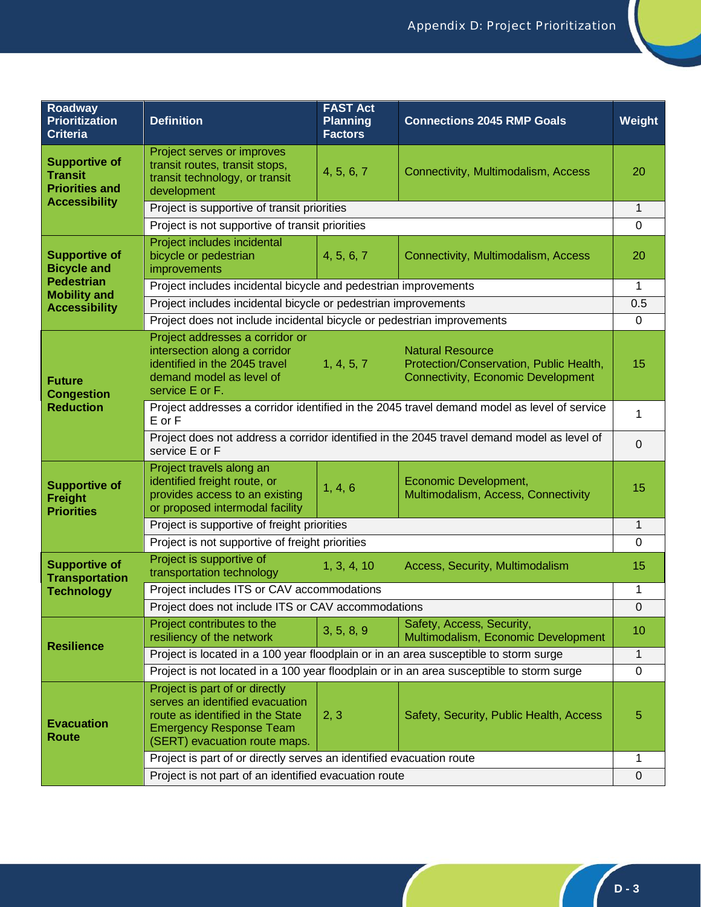| Roadway Prioritization Criteria | Definition | FAST Act Planning Factors | Connections 2045 RMP Goals | Weight |
|---|---|---|---|---|
| **Supportive of Transit Priorities and Accessibility** | Project serves or improves transit routes, transit stops, transit technology, or transit development | 4, 5, 6, 7 | Connectivity, Multimodalism, Access | 20 |
| | Project is supportive of transit priorities | | | 1 |
| | Project is not supportive of transit priorities | | | 0 |
| **Supportive of Bicycle and Pedestrian Mobility and Accessibility** | Project includes incidental bicycle or pedestrian improvements | 4, 5, 6, 7 | Connectivity, Multimodalism, Access | 20 |
| | Project includes incidental bicycle and pedestrian improvements | | | 1 |
| | Project includes incidental bicycle or pedestrian improvements | | | 0.5 |
| | Project does not include incidental bicycle or pedestrian improvements | | | 0 |
| **Future Congestion Reduction** | Project addresses a corridor or intersection along a corridor identified in the 2045 travel demand model as level of service E or F. | 1, 4, 5, 7 | Natural Resource Protection/Conservation, Public Health, Connectivity, Economic Development | 15 |
| | Project addresses a corridor identified in the 2045 travel demand model as level of service E or F | | | 1 |
| | Project does not address a corridor identified in the 2045 travel demand model as level of service E or F | | | 0 |
| **Supportive of Freight Priorities** | Project travels along an identified freight route, or provides access to an existing or proposed intermodal facility | 1, 4, 6 | Economic Development, Multimodalism, Access, Connectivity | 15 |
| | Project is supportive of freight priorities | | | 1 |
| | Project is not supportive of freight priorities | | | 0 |
| **Supportive of Transportation Technology** | Project is supportive of transportation technology | 1, 3, 4, 10 | Access, Security, Multimodalism | 15 |
| | Project includes ITS or CAV accommodations | | | 1 |
| | Project does not include ITS or CAV accommodations | | | 0 |
| **Resilience** | Project contributes to the resiliency of the network | 3, 5, 8, 9 | Safety, Access, Security, Multimodalism, Economic Development | 10 |
| | Project is located in a 100 year floodplain or in an area susceptible to storm surge | | | 1 |
| | Project is not located in a 100 year floodplain or in an area susceptible to storm surge | | | 0 |
| **Evacuation Route** | Project is part of or directly serves an identified evacuation route as identified in the State Emergency Response Team (SERT) evacuation route maps. | 2, 3 | Safety, Security, Public Health, Access | 5 |
| | Project is part of or directly serves an identified evacuation route | | | 1 |
| | Project is not part of an identified evacuation route | | | 0 |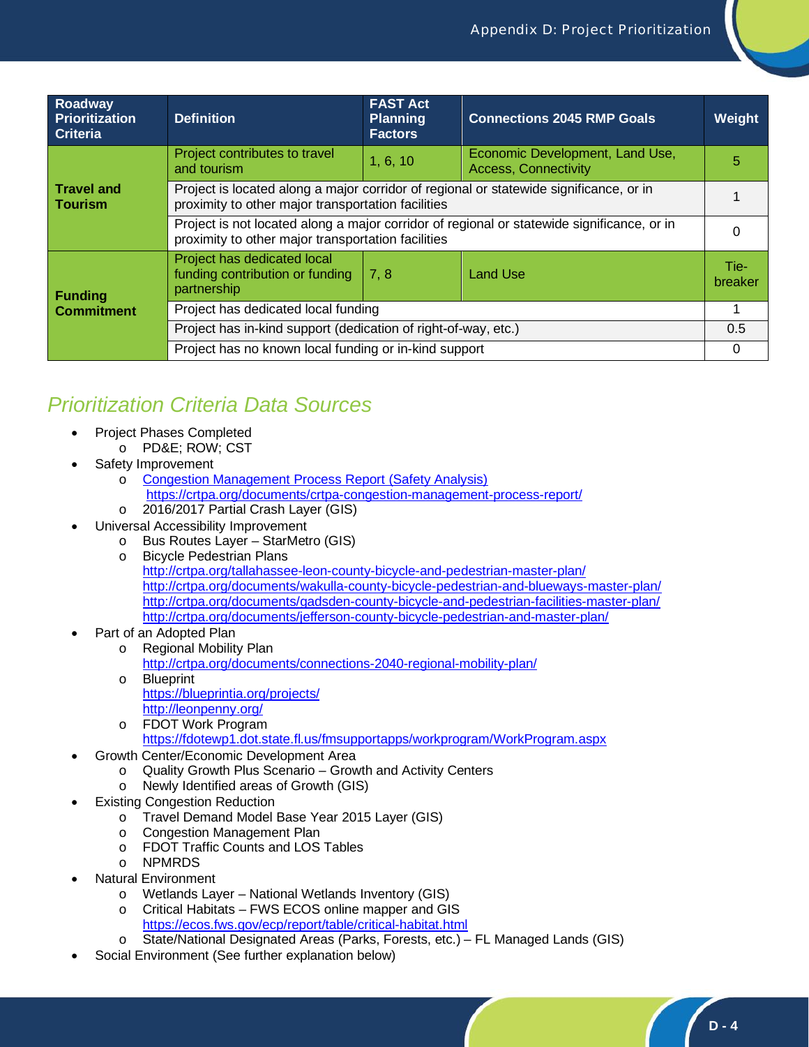| Roadway Prioritization Criteria | Definition | FAST Act Planning Factors | Connections 2045 RMP Goals | Weight |
|---|---|---|---|---|
| **Travel and Tourism** | Project contributes to travel and tourism | 1, 6, 10 | Economic Development, Land Use, Access, Connectivity | 5 |
| | Project is located along a major corridor of regional or statewide significance, or in proximity to other major transportation facilities | | | 1 |
| | Project is not located along a major corridor of regional or statewide significance, or in proximity to other major transportation facilities | | | 0 |
| **Funding Commitment** | Project has dedicated local funding contribution or funding partnership | 7, 8 | Land Use | Tie-breaker |
| | Project has dedicated local funding | | | 1 |
| | Project has in-kind support (dedication of right-of-way, etc.) | | | 0.5 |
| | Project has no known local funding or in-kind support | | | 0 |

## *Prioritization Criteria Data Sources*

- Project Phases Completed
  - PD&E; ROW; CST
- Safety Improvement
  - Congestion Management Process Report (Safety Analysis) https://crtpa.org/documents/crtpa-congestion-management-process-report/
  - 2016/2017 Partial Crash Layer (GIS)
- Universal Accessibility Improvement
  - Bus Routes Layer – StarMetro (GIS)
  - Bicycle Pedestrian Plans
    http://crtpa.org/tallahassee-leon-county-bicycle-and-pedestrian-master-plan/
    http://crtpa.org/documents/wakulla-county-bicycle-pedestrian-and-blueways-master-plan/
    http://crtpa.org/documents/gadsden-county-bicycle-and-pedestrian-facilities-master-plan/
    http://crtpa.org/documents/jefferson-county-bicycle-pedestrian-and-master-plan/
- Part of an Adopted Plan
  - Regional Mobility Plan
    http://crtpa.org/documents/connections-2040-regional-mobility-plan/
  - Blueprint
    https://blueprintia.org/projects/
    http://leonpenny.org/
  - FDOT Work Program
    https://fdotewp1.dot.state.fl.us/fmsupportapps/workprogram/WorkProgram.aspx
- Growth Center/Economic Development Area
  - Quality Growth Plus Scenario – Growth and Activity Centers
  - Newly Identified areas of Growth (GIS)
- Existing Congestion Reduction
  - Travel Demand Model Base Year 2015 Layer (GIS)
  - Congestion Management Plan
  - FDOT Traffic Counts and LOS Tables
  - NPMRDS
- Natural Environment
  - Wetlands Layer – National Wetlands Inventory (GIS)
  - Critical Habitats – FWS ECOS online mapper and GIS
    https://ecos.fws.gov/ecp/report/table/critical-habitat.html
  - State/National Designated Areas (Parks, Forests, etc.) – FL Managed Lands (GIS)
- Social Environment (See further explanation below)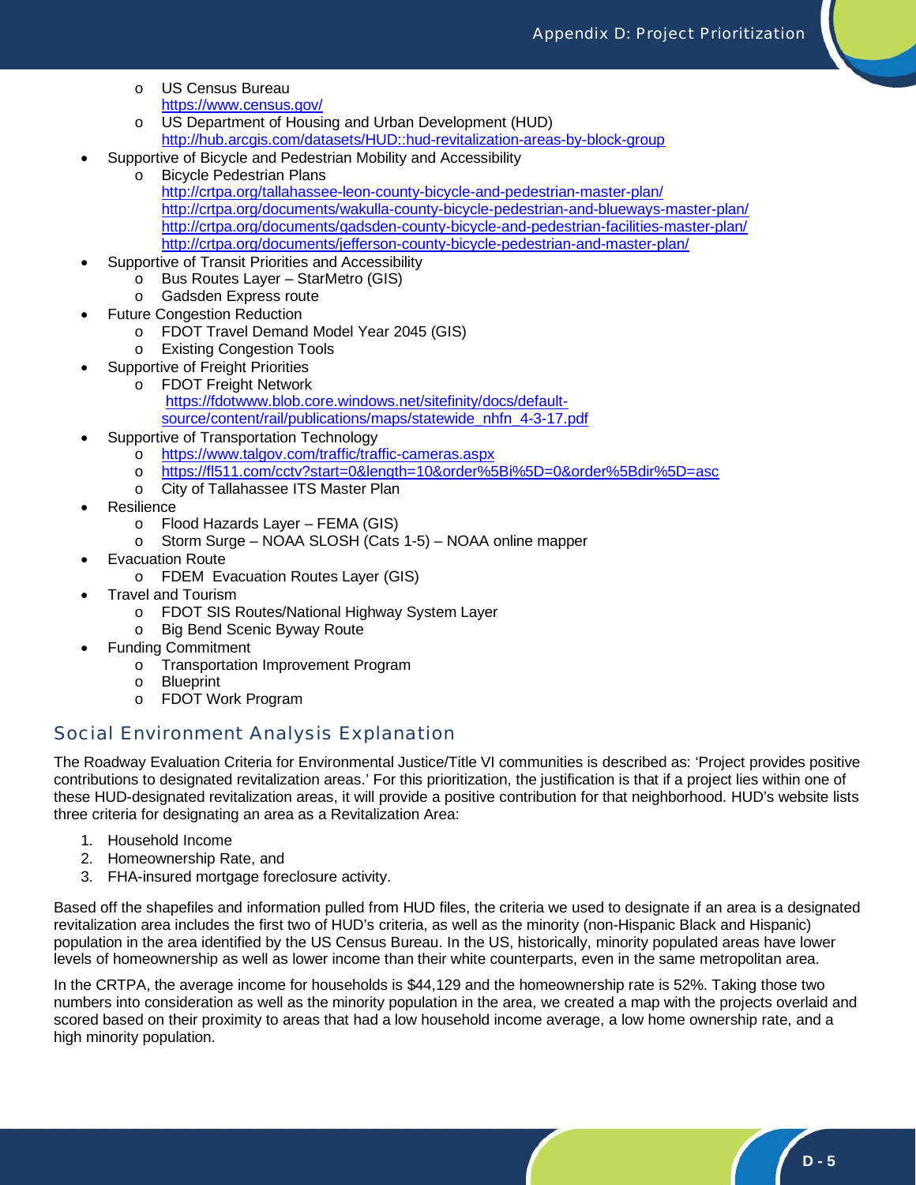- US Census Bureau
  https://www.census.gov/
- US Department of Housing and Urban Development (HUD)
  http://hub.arcgis.com/datasets/HUD::hud-revitalization-areas-by-block-group

- Supportive of Bicycle and Pedestrian Mobility and Accessibility
  - Bicycle Pedestrian Plans
    http://crtpa.org/tallahassee-leon-county-bicycle-and-pedestrian-master-plan/
    http://crtpa.org/documents/wakulla-county-bicycle-pedestrian-and-blueways-master-plan/
    http://crtpa.org/documents/gadsden-county-bicycle-and-pedestrian-facilities-master-plan/
    http://crtpa.org/documents/jefferson-county-bicycle-pedestrian-and-master-plan/
- Supportive of Transit Priorities and Accessibility
  - Bus Routes Layer – StarMetro (GIS)
  - Gadsden Express route
- Future Congestion Reduction
  - FDOT Travel Demand Model Year 2045 (GIS)
  - Existing Congestion Tools
- Supportive of Freight Priorities
  - FDOT Freight Network
    https://fdotwww.blob.core.windows.net/sitefinity/docs/default-source/content/rail/publications/maps/statewide_nhfn_4-3-17.pdf
- Supportive of Transportation Technology
  - https://www.talgov.com/traffic/traffic-cameras.aspx
  - https://fl511.com/cctv?start=0&length=10&order%5Bi%5D=0&order%5Bdir%5D=asc
  - City of Tallahassee ITS Master Plan
- Resilience
  - Flood Hazards Layer – FEMA (GIS)
  - Storm Surge – NOAA SLOSH (Cats 1-5) – NOAA online mapper
- Evacuation Route
  - FDEM Evacuation Routes Layer (GIS)
- Travel and Tourism
  - FDOT SIS Routes/National Highway System Layer
  - Big Bend Scenic Byway Route
- Funding Commitment
  - Transportation Improvement Program
  - Blueprint
  - FDOT Work Program

## Social Environment Analysis Explanation

The Roadway Evaluation Criteria for Environmental Justice/Title VI communities is described as: 'Project provides positive contributions to designated revitalization areas.' For this prioritization, the justification is that if a project lies within one of these HUD-designated revitalization areas, it will provide a positive contribution for that neighborhood. HUD's website lists three criteria for designating an area as a Revitalization Area:

1. Household Income
2. Homeownership Rate, and
3. FHA-insured mortgage foreclosure activity.

Based off the shapefiles and information pulled from HUD files, the criteria we used to designate if an area is a designated revitalization area includes the first two of HUD's criteria, as well as the minority (non-Hispanic Black and Hispanic) population in the area identified by the US Census Bureau. In the US, historically, minority populated areas have lower levels of homeownership as well as lower income than their white counterparts, even in the same metropolitan area.

In the CRTPA, the average income for households is $44,129 and the homeownership rate is 52%. Taking those two numbers into consideration as well as the minority population in the area, we created a map with the projects overlaid and scored based on their proximity to areas that had a low household income average, a low home ownership rate, and a high minority population.